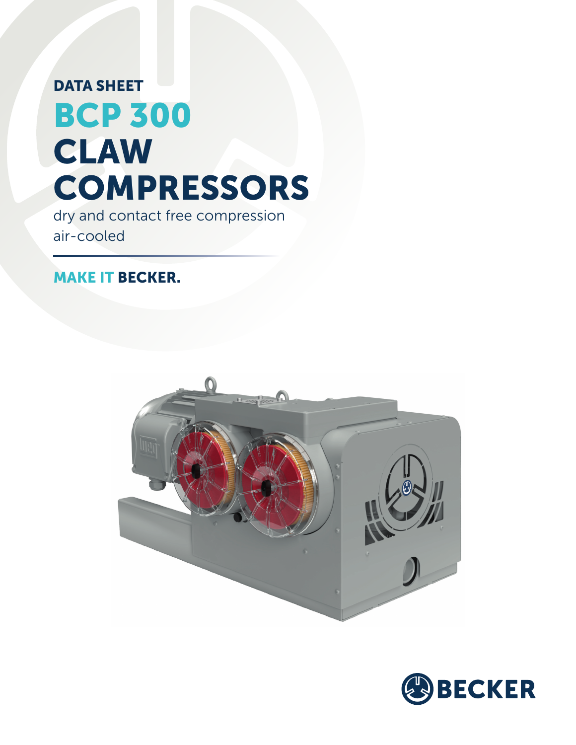DATA SHEET

# BCP 300 CLAW COMPRESSORS

dry and contact free compression
air-cooled

**MAKE IT BECKER.**

BECKER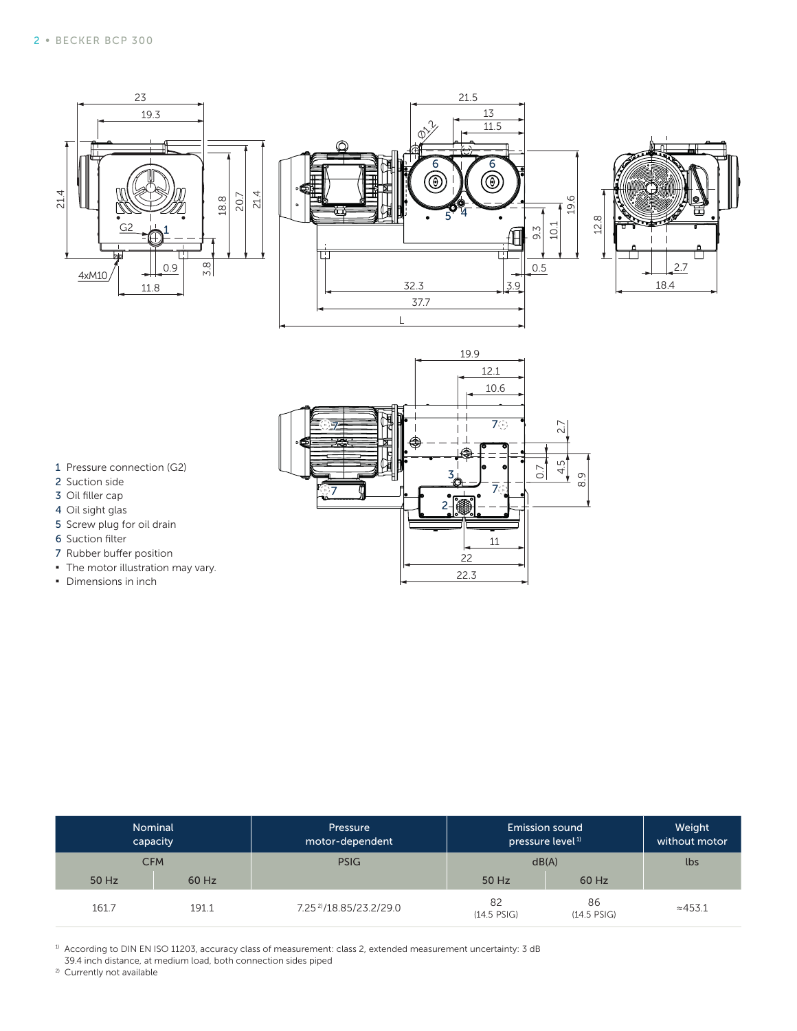1 Pressure connection (G2)
2 Suction side
3 Oil filler cap
4 Oil sight glas
5 Screw plug for oil drain
6 Suction filter
7 Rubber buffer position

- The motor illustration may vary.
- Dimensions in inch

| Nominal capacity | | Pressure motor-dependent | Emission sound pressure level[1] | | Weight without motor |
|---|---|---|---|---|---|
| CFM | | PSIG | dB(A) | | lbs |
| 50 Hz | 60 Hz | | 50 Hz | 60 Hz | |
| 161.7 | 191.1 | 7.25[2]/18.85/23.2/29.0 | 82 (14.5 PSIG) | 86 (14.5 PSIG) | ≈453.1 |

[1] According to DIN EN ISO 11203, accuracy class of measurement: class 2, extended measurement uncertainty: 3 dB 39.4 inch distance, at medium load, both connection sides piped

[2] Currently not available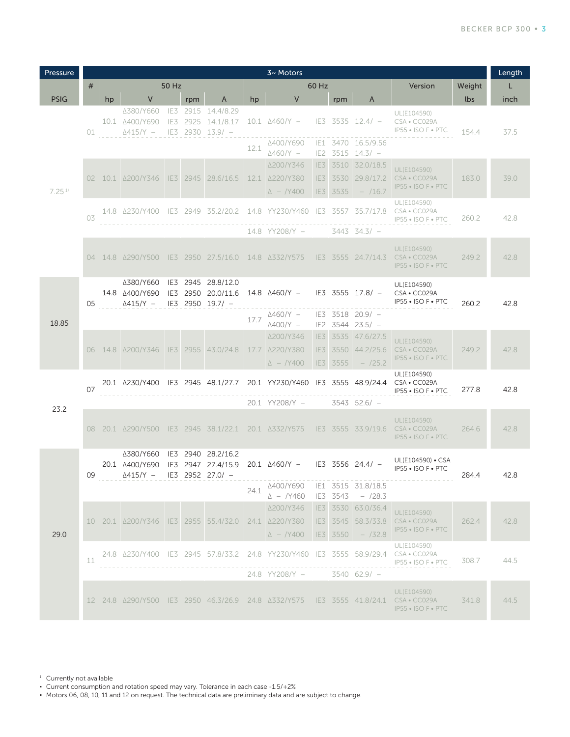| Pressure | 3~ Motors | | | | | | | | | | | | Length |
|---|---|---|---|---|---|---|---|---|---|---|---|---|---|
| | # | 50 Hz | | | | 60 Hz | | | | | Version | Weight | L |
| PSIG | | hp | V | rpm | A | hp | V | | rpm | A | | lbs | inch |
| 7.25[1] | 01 | 10.1 | Δ380/Y660<br>Δ400/Y690<br>Δ415/Y – | IE3 2915<br>IE3 2925<br>IE3 2930 | 14.4/8.29<br>14.1/8.17<br>13.9/ – | 10.1 | Δ460/Y – | IE3 | 3535 | 12.4/ – | UL(E104590)<br>CSA • CC029A<br>IP55 • ISO F • PTC | 154.4 | 37.5 |
| | | | | | | 12.1 | Δ400/Y690<br>Δ460/Y – | IE1<br>IE2 | 3470<br>3515 | 16.5/9.56<br>14.3/ – | | | |
| | 02 | 10.1 | Δ200/Y346 | IE3 2945 | 28.6/16.5 | 12.1 | Δ200/Y346<br>Δ220/Y380<br>Δ – /Y400 | IE3<br>IE3<br>IE3 | 3510<br>3530<br>3535 | 32.0/18.5<br>29.8/17.2<br>– /16.7 | UL(E104590)<br>CSA • CC029A<br>IP55 • ISO F • PTC | 183.0 | 39.0 |
| | 03 | 14.8 | Δ230/Y400 | IE3 2949 | 35.2/20.2 | 14.8 | YY230/Y460 | IE3 | 3557 | 35.7/17.8 | UL(E104590)<br>CSA • CC029A<br>IP55 • ISO F • PTC | 260.2 | 42.8 |
| | | | | | | 14.8 | YY208/Y – | | 3443 | 34.3/ – | | | |
| | 04 | 14.8 | Δ290/Y500 | IE3 2950 | 27.5/16.0 | 14.8 | Δ332/Y575 | IE3 | 3555 | 24.7/14.3 | UL(E104590)<br>CSA • CC029A<br>IP55 • ISO F • PTC | 249.2 | 42.8 |
| 18.85 | 05 | 14.8 | Δ380/Y660<br>Δ400/Y690<br>Δ415/Y – | IE3 2945<br>IE3 2950<br>IE3 2950 | 28.8/12.0<br>20.0/11.6<br>19.7/ – | 14.8 | Δ460/Y – | IE3 | 3555 | 17.8/ – | UL(E104590)<br>CSA • CC029A<br>IP55 • ISO F • PTC | 260.2 | 42.8 |
| | | | | | | 17.7 | Δ460/Y –<br>Δ400/Y – | IE3<br>IE2 | 3518<br>3544 | 20.9/ –<br>23.5/ – | | | |
| | 06 | 14.8 | Δ200/Y346 | IE3 2955 | 43.0/24.8 | 17.7 | Δ200/Y346<br>Δ220/Y380<br>Δ – /Y400 | IE3<br>IE3<br>IE3 | 3535<br>3550<br>3555 | 47.6/27.5<br>44.2/25.6<br>– /25.2 | UL(E104590)<br>CSA • CC029A<br>IP55 • ISO F • PTC | 249.2 | 42.8 |
| 23.2 | 07 | 20.1 | Δ230/Y400 | IE3 2945 | 48.1/27.7 | 20.1 | YY230/Y460 | IE3 | 3555 | 48.9/24.4 | UL(E104590)<br>CSA • CC029A<br>IP55 • ISO F • PTC | 277.8 | 42.8 |
| | | | | | | 20.1 | YY208/Y – | | 3543 | 52.6/ – | | | |
| | 08 | 20.1 | Δ290/Y500 | IE3 2945 | 38.1/22.1 | 20.1 | Δ332/Y575 | IE3 | 3555 | 33.9/19.6 | UL(E104590)<br>CSA • CC029A<br>IP55 • ISO F • PTC | 264.6 | 42.8 |
| 29.0 | 09 | 20.1 | Δ380/Y660<br>Δ400/Y690<br>Δ415/Y – | IE3 2940<br>IE3 2947<br>IE3 2952 | 28.2/16.2<br>27.4/15.9<br>27.0/ – | 20.1 | Δ460/Y – | IE3 | 3556 | 24.4/ – | UL(E104590) • CSA<br>IP55 • ISO F • PTC | 284.4 | 42.8 |
| | | | | | | 24.1 | Δ400/Y690<br>Δ – /Y460 | IE1<br>IE3 | 3515<br>3543 | 31.8/18.5<br>– /28.3 | | | |
| | 10 | 20.1 | Δ200/Y346 | IE3 2955 | 55.4/32.0 | 24.1 | Δ200/Y346<br>Δ220/Y380<br>Δ – /Y400 | IE3<br>IE3<br>IE3 | 3530<br>3545<br>3550 | 63.0/36.4<br>58.3/33.8<br>– /32.8 | UL(E104590)<br>CSA • CC029A<br>IP55 • ISO F • PTC | 262.4 | 42.8 |
| | 11 | 24.8 | Δ230/Y400 | IE3 2945 | 57.8/33.2 | 24.8 | YY230/Y460 | IE3 | 3555 | 58.9/29.4 | UL(E104590)<br>CSA • CC029A<br>IP55 • ISO F • PTC | 308.7 | 44.5 |
| | | | | | | 24.8 | YY208/Y – | | 3540 | 62.9/ – | | | |
| | 12 | 24.8 | Δ290/Y500 | IE3 2950 | 46.3/26.9 | 24.8 | Δ332/Y575 | IE3 | 3555 | 41.8/24.1 | UL(E104590)<br>CSA • CC029A<br>IP55 • ISO F • PTC | 341.8 | 44.5 |

[1] Currently not available
- Current consumption and rotation speed may vary. Tolerance in each case -1.5/+2%
- Motors 06, 08, 10, 11 and 12 on request. The technical data are preliminary data and are subject to change.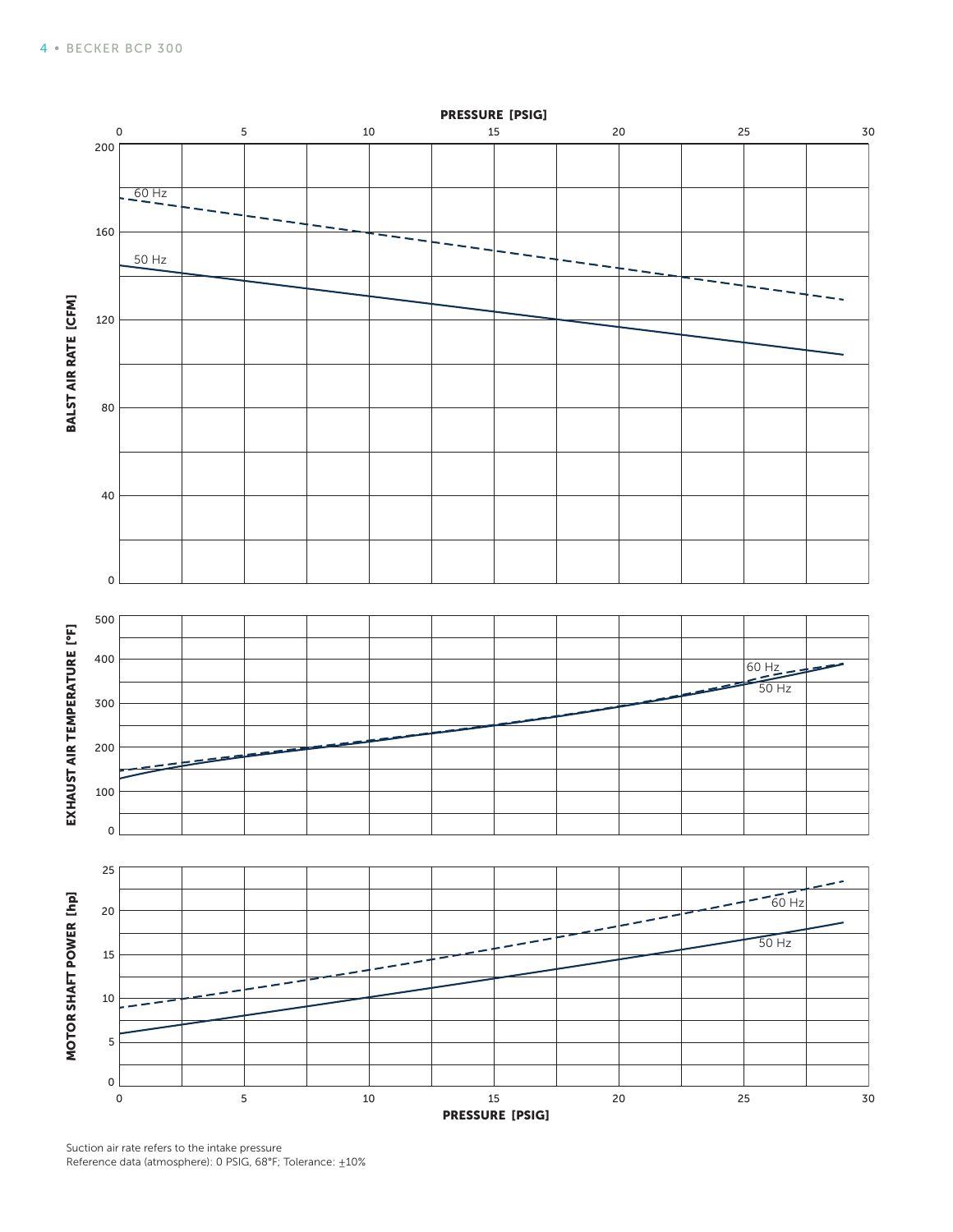PRESSURE [PSIG]

BALST AIR RATE [CFM]

EXHAUST AIR TEMPERATURE [°F]

MOTOR SHAFT POWER [hp]

PRESSURE [PSIG]

Suction air rate refers to the intake pressure
Reference data (atmosphere): 0 PSIG, 68°F; Tolerance: ±10%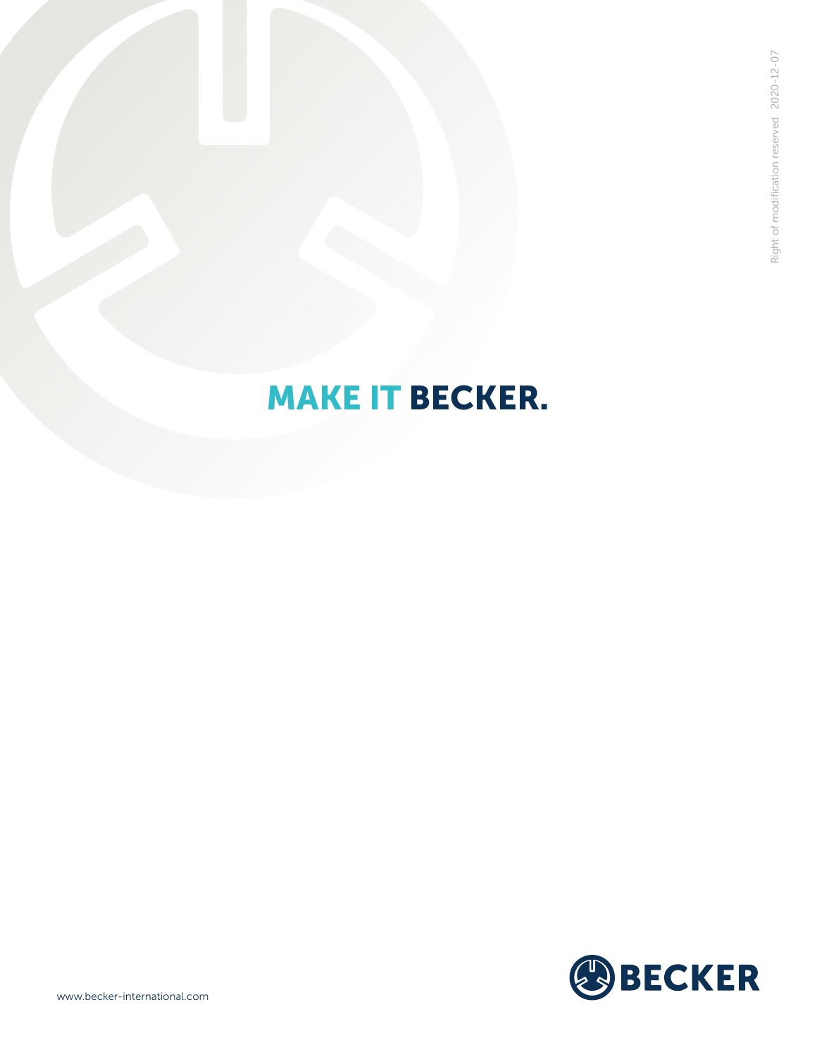# MAKE IT BECKER.

Right of modification reserved 2020-12-07

BECKER

www.becker-international.com